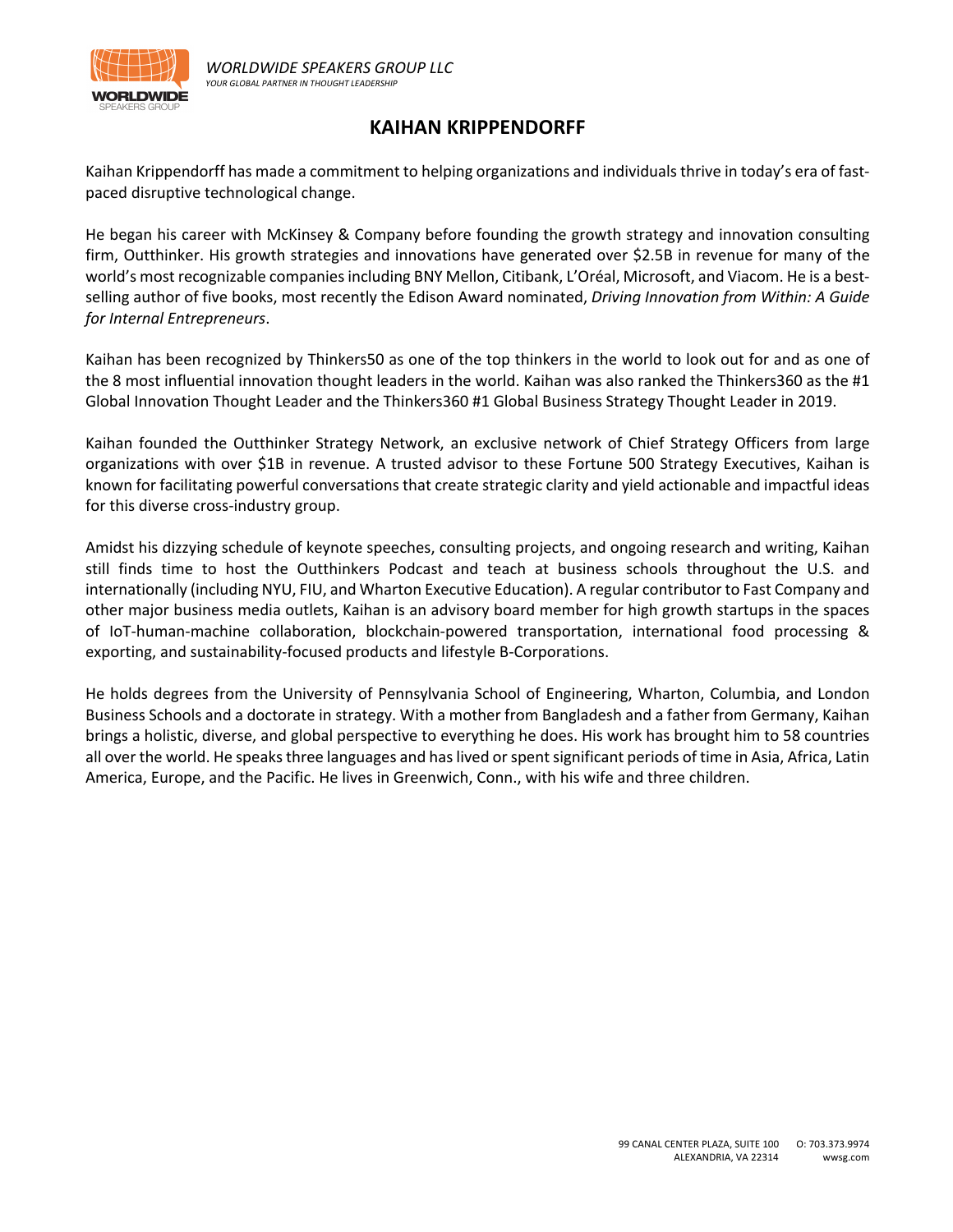*WORLDWIDE SPEAKERS GROUP LLC*
*YOUR GLOBAL PARTNER IN THOUGHT LEADERSHIP*

# KAIHAN KRIPPENDORFF

Kaihan Krippendorff has made a commitment to helping organizations and individuals thrive in today's era of fast-paced disruptive technological change.

He began his career with McKinsey & Company before founding the growth strategy and innovation consulting firm, Outthinker. His growth strategies and innovations have generated over $2.5B in revenue for many of the world's most recognizable companies including BNY Mellon, Citibank, L'Oréal, Microsoft, and Viacom. He is a best-selling author of five books, most recently the Edison Award nominated, *Driving Innovation from Within: A Guide for Internal Entrepreneurs*.

Kaihan has been recognized by Thinkers50 as one of the top thinkers in the world to look out for and as one of the 8 most influential innovation thought leaders in the world. Kaihan was also ranked the Thinkers360 as the #1 Global Innovation Thought Leader and the Thinkers360 #1 Global Business Strategy Thought Leader in 2019.

Kaihan founded the Outthinker Strategy Network, an exclusive network of Chief Strategy Officers from large organizations with over $1B in revenue. A trusted advisor to these Fortune 500 Strategy Executives, Kaihan is known for facilitating powerful conversations that create strategic clarity and yield actionable and impactful ideas for this diverse cross-industry group.

Amidst his dizzying schedule of keynote speeches, consulting projects, and ongoing research and writing, Kaihan still finds time to host the Outthinkers Podcast and teach at business schools throughout the U.S. and internationally (including NYU, FIU, and Wharton Executive Education). A regular contributor to Fast Company and other major business media outlets, Kaihan is an advisory board member for high growth startups in the spaces of IoT-human-machine collaboration, blockchain-powered transportation, international food processing & exporting, and sustainability-focused products and lifestyle B-Corporations.

He holds degrees from the University of Pennsylvania School of Engineering, Wharton, Columbia, and London Business Schools and a doctorate in strategy. With a mother from Bangladesh and a father from Germany, Kaihan brings a holistic, diverse, and global perspective to everything he does. His work has brought him to 58 countries all over the world. He speaks three languages and has lived or spent significant periods of time in Asia, Africa, Latin America, Europe, and the Pacific. He lives in Greenwich, Conn., with his wife and three children.

99 CANAL CENTER PLAZA, SUITE 100
ALEXANDRIA, VA 22314
O: 703.373.9974
wwsg.com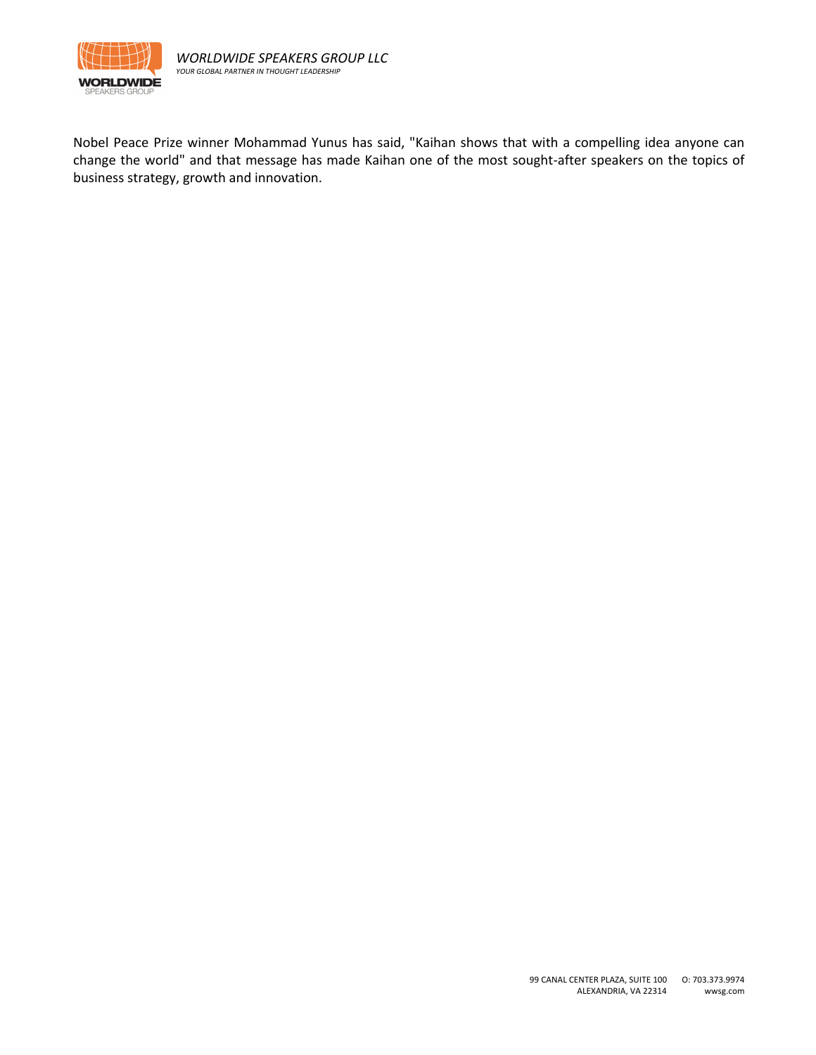Nobel Peace Prize winner Mohammad Yunus has said, "Kaihan shows that with a compelling idea anyone can change the world" and that message has made Kaihan one of the most sought-after speakers on the topics of business strategy, growth and innovation.